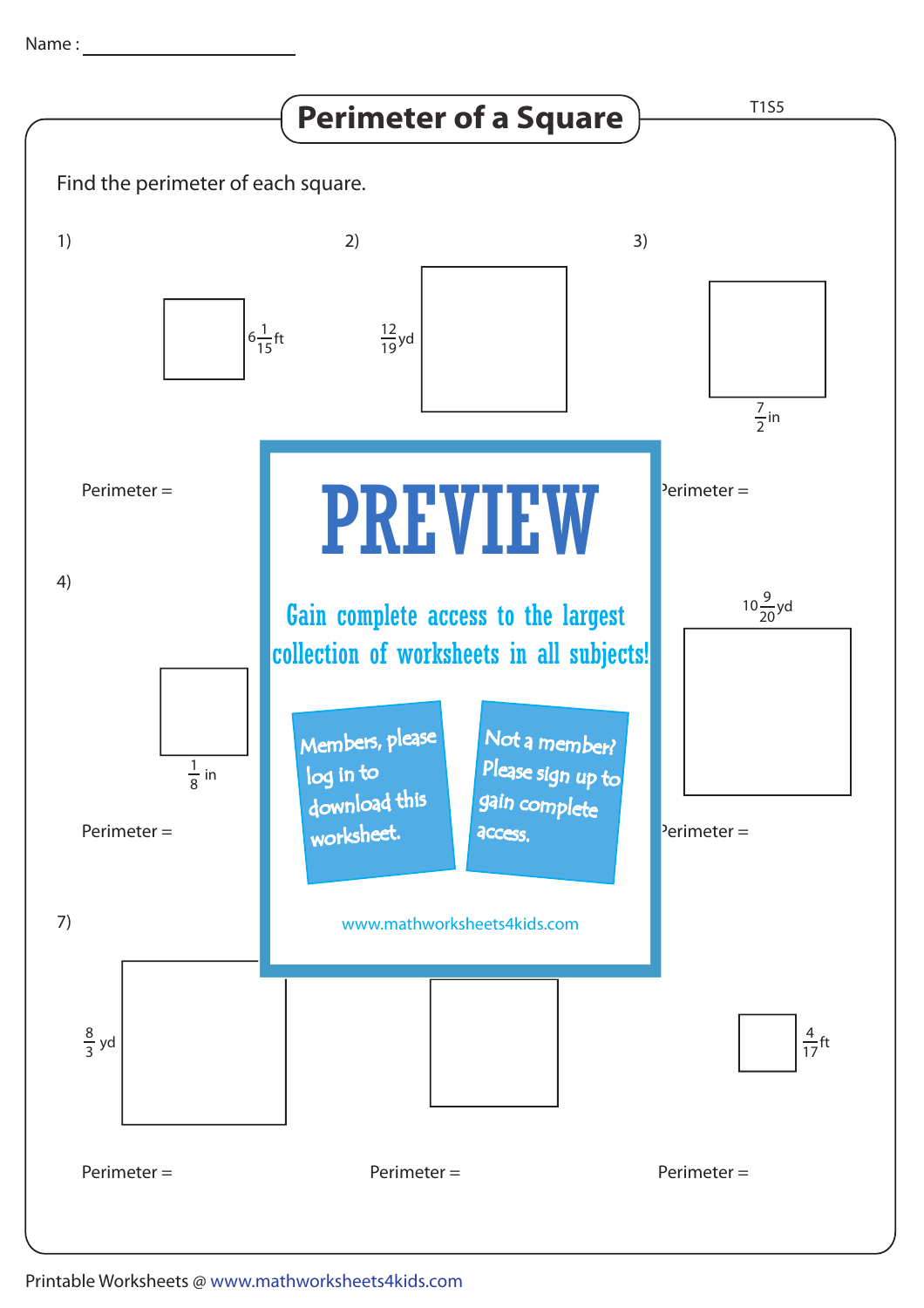Name : ____________________

# Perimeter of a Square

T1S5

Find the perimeter of each square.

1) $6\frac{1}{15}$ ft

Perimeter =

2) $\frac{12}{19}$ yd

3) $\frac{7}{2}$ in

Perimeter =

4) $\frac{1}{8}$ in

Perimeter =

$10\frac{9}{20}$ yd

Perimeter =

**PREVIEW**

Gain complete access to the largest collection of worksheets in all subjects!

Members, please log in to download this worksheet.

Not a member? Please sign up to gain complete access.

www.mathworksheets4kids.com

7) $\frac{8}{3}$ yd

Perimeter =

Perimeter =

$\frac{4}{17}$ ft

Perimeter =

Printable Worksheets @ www.mathworksheets4kids.com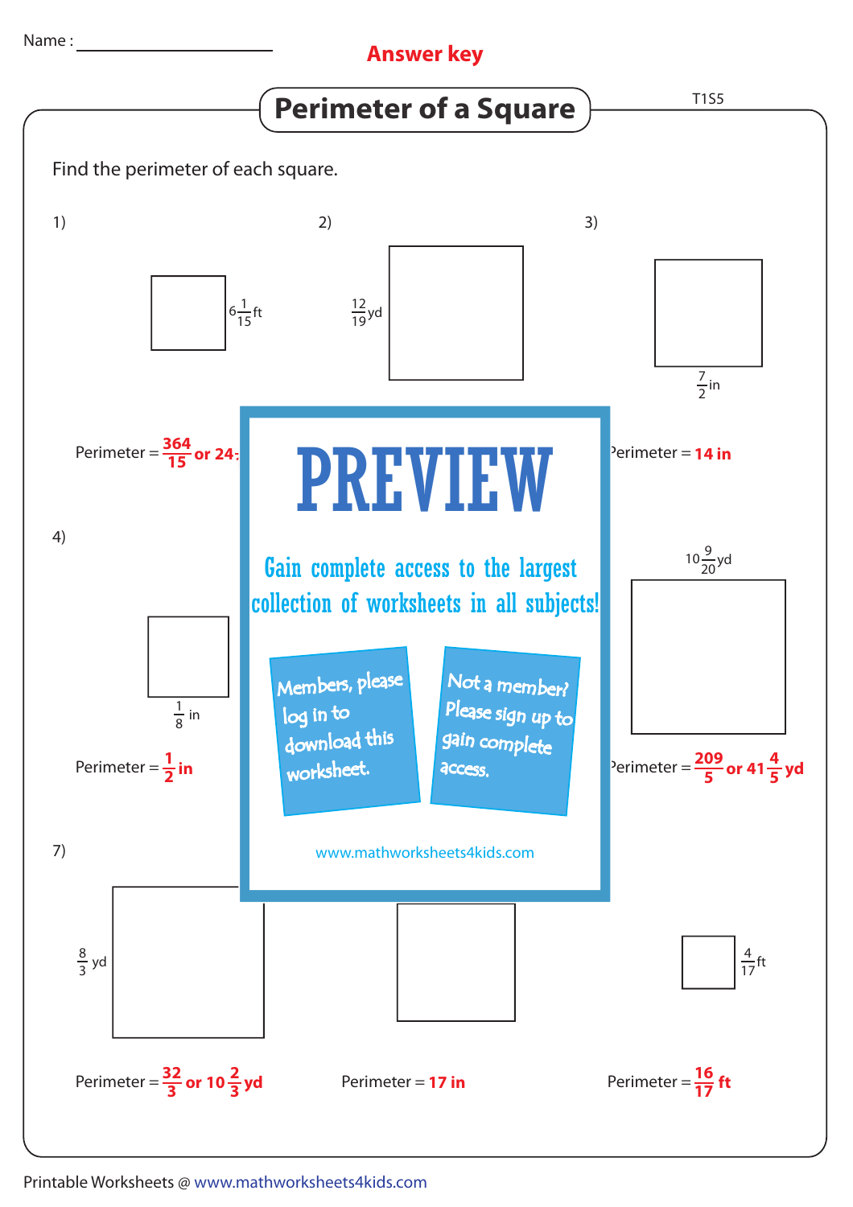Name : ___________________

**Answer key**

# Perimeter of a Square

T1S5

Find the perimeter of each square.

1) $6\frac{1}{15}$ ft

Perimeter = $\frac{364}{15}$ or 24

2) $\frac{12}{19}$ yd

3) $\frac{7}{2}$ in

Perimeter = 14 in

4) $\frac{1}{8}$ in

Perimeter = $\frac{1}{2}$ in

6) $10\frac{9}{20}$ yd

Perimeter = $\frac{209}{5}$ or $41\frac{4}{5}$ yd

7) $\frac{8}{3}$ yd

Perimeter = $\frac{32}{3}$ or $10\frac{2}{3}$ yd

8)

Perimeter = 17 in

9) $\frac{4}{17}$ ft

Perimeter = $\frac{16}{17}$ ft

PREVIEW

Gain complete access to the largest collection of worksheets in all subjects!

Members, please log in to download this worksheet.

Not a member? Please sign up to gain complete access.

www.mathworksheets4kids.com

Printable Worksheets @ www.mathworksheets4kids.com